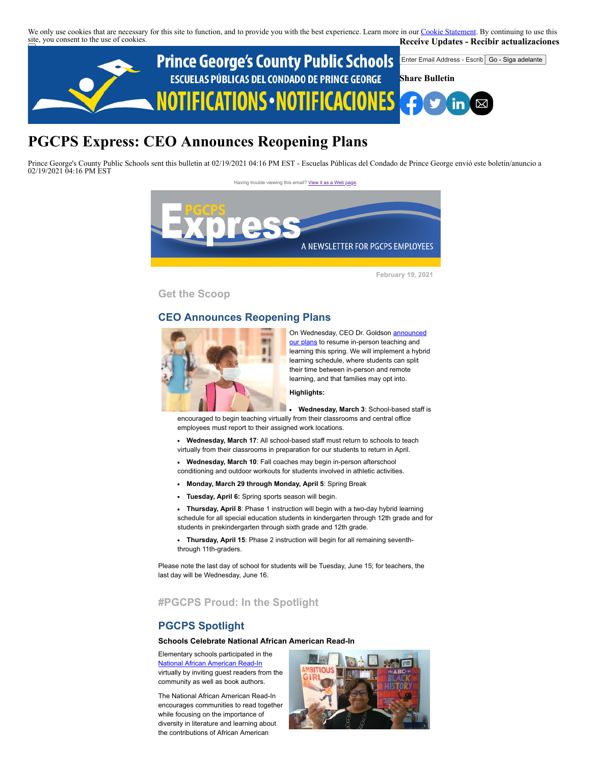We only use cookies that are necessary for this site to function, and to provide you with the best experience. Learn more in our Cookie Statement. By continuing to use this site, you consent to the use of cookies.

**Receive Updates - Recibir actualizaciones**

Enter Email Address - Escrib | Go - Siga adelante

**Share Bulletin**

# PGCPS Express: CEO Announces Reopening Plans

Prince George's County Public Schools sent this bulletin at 02/19/2021 04:16 PM EST - Escuelas Públicas del Condado de Prince George envió este boletín/anuncio a 02/19/2021 04:16 PM EST

Having trouble viewing this email? View it as a Web page.

February 19, 2021

## Get the Scoop

### CEO Announces Reopening Plans

On Wednesday, CEO Dr. Goldson announced our plans to resume in-person teaching and learning this spring. We will implement a hybrid learning schedule, where students can split their time between in-person and remote learning, and that families may opt into.

**Highlights:**

- **Wednesday, March 3**: School-based staff is encouraged to begin teaching virtually from their classrooms and central office employees must report to their assigned work locations.
- **Wednesday, March 17**: All school-based staff must return to schools to teach virtually from their classrooms in preparation for our students to return in April.
- **Wednesday, March 10**: Fall coaches may begin in-person afterschool conditioning and outdoor workouts for students involved in athletic activities.
- **Monday, March 29 through Monday, April 5**: Spring Break
- **Tuesday, April 6:** Spring sports season will begin.
- **Thursday, April 8**: Phase 1 instruction will begin with a two-day hybrid learning schedule for all special education students in kindergarten through 12th grade and for students in prekindergarten through sixth grade and 12th grade.
- **Thursday, April 15**: Phase 2 instruction will begin for all remaining seventh- through 11th-graders.

Please note the last day of school for students will be Tuesday, June 15; for teachers, the last day will be Wednesday, June 16.

## #PGCPS Proud: In the Spotlight

### PGCPS Spotlight

**Schools Celebrate National African American Read-In**

Elementary schools participated in the National African American Read-In virtually by inviting guest readers from the community as well as book authors.

The National African American Read-In encourages communities to read together while focusing on the importance of diversity in literature and learning about the contributions of African American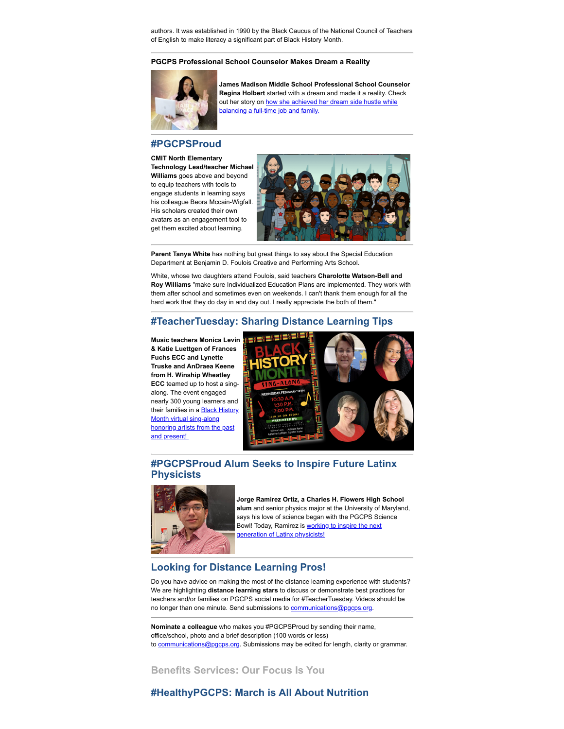authors. It was established in 1990 by the Black Caucus of the National Council of Teachers of English to make literacy a significant part of Black History Month.

---

**PGCPS Professional School Counselor Makes Dream a Reality**

**James Madison Middle School Professional School Counselor Regina Holbert** started with a dream and made it a reality. Check out her story on how she achieved her dream side hustle while balancing a full-time job and family.

---

## #PGCPSProud

**CMIT North Elementary Technology Lead/teacher Michael Williams** goes above and beyond to equip teachers with tools to engage students in learning says his colleague Beora Mccain-Wigfall. His scholars created their own avatars as an engagement tool to get them excited about learning.

---

**Parent Tanya White** has nothing but great things to say about the Special Education Department at Benjamin D. Foulois Creative and Performing Arts School.

White, whose two daughters attend Foulois, said teachers **Charolotte Watson-Bell and Roy Williams** "make sure Individualized Education Plans are implemented. They work with them after school and sometimes even on weekends. I can't thank them enough for all the hard work that they do day in and day out. I really appreciate the both of them."

---

## #TeacherTuesday: Sharing Distance Learning Tips

**Music teachers Monica Levin & Katie Luettgen of Frances Fuchs ECC and Lynette Truske and AnDraea Keene from H. Winship Wheatley ECC** teamed up to host a sing-along. The event engaged nearly 300 young learners and their families in a Black History Month virtual sing-along honoring artists from the past and present!

---

## #PGCPSProud Alum Seeks to Inspire Future Latinx Physicists

**Jorge Ramirez Ortiz, a Charles H. Flowers High School alum** and senior physics major at the University of Maryland, says his love of science began with the PGCPS Science Bowl! Today, Ramirez is working to inspire the next generation of Latinx physicists!

---

## Looking for Distance Learning Pros!

Do you have advice on making the most of the distance learning experience with students? We are highlighting **distance learning stars** to discuss or demonstrate best practices for teachers and/or families on PGCPS social media for #TeacherTuesday. Videos should be no longer than one minute. Send submissions to communications@pgcps.org.

---

**Nominate a colleague** who makes you #PGCPSProud by sending their name, office/school, photo and a brief description (100 words or less) to communications@pgcps.org. Submissions may be edited for length, clarity or grammar.

## Benefits Services: Our Focus Is You

## #HealthyPGCPS: March is All About Nutrition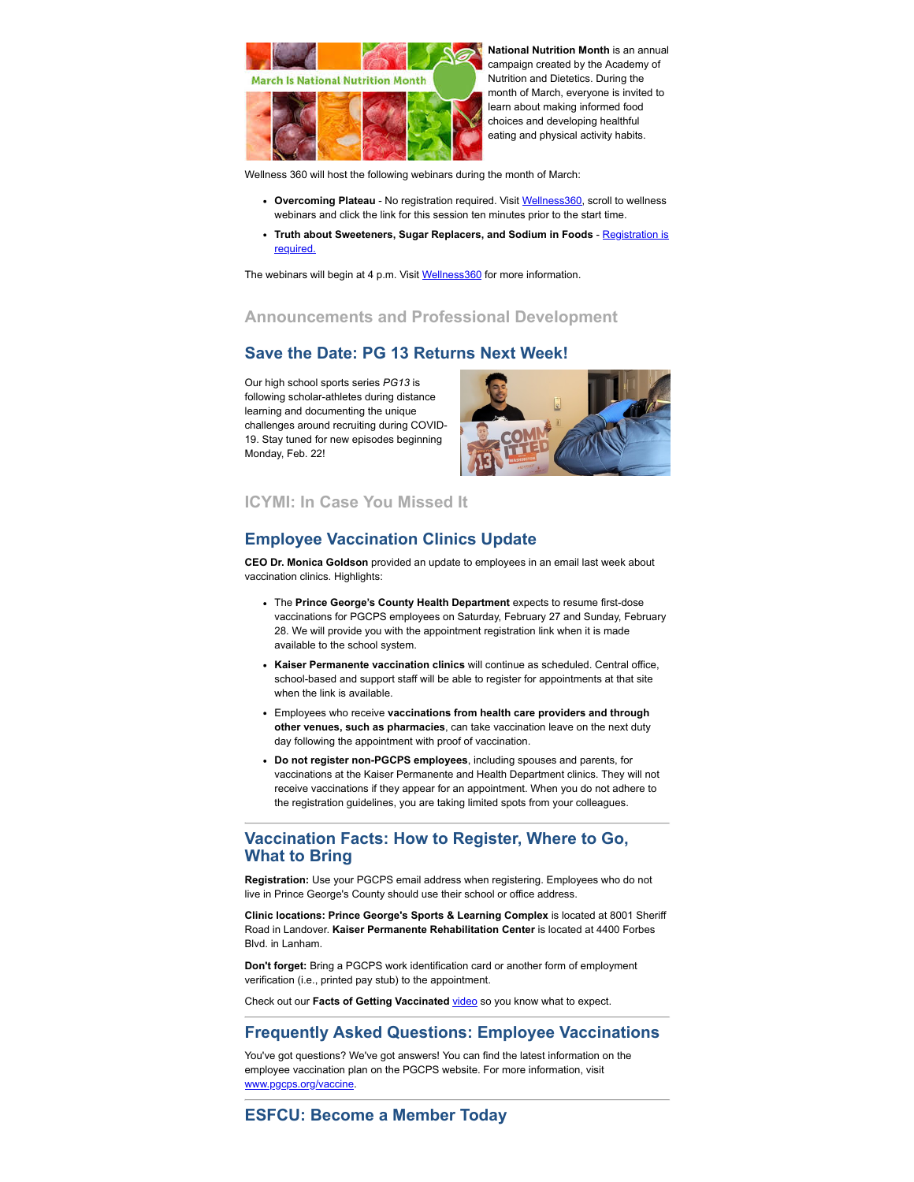**National Nutrition Month** is an annual campaign created by the Academy of Nutrition and Dietetics. During the month of March, everyone is invited to learn about making informed food choices and developing healthful eating and physical activity habits.

Wellness 360 will host the following webinars during the month of March:

- **Overcoming Plateau** - No registration required. Visit Wellness360, scroll to wellness webinars and click the link for this session ten minutes prior to the start time.
- **Truth about Sweeteners, Sugar Replacers, and Sodium in Foods** - Registration is required.

The webinars will begin at 4 p.m. Visit Wellness360 for more information.

## Announcements and Professional Development

### Save the Date: PG 13 Returns Next Week!

Our high school sports series *PG13* is following scholar-athletes during distance learning and documenting the unique challenges around recruiting during COVID-19. Stay tuned for new episodes beginning Monday, Feb. 22!

## ICYMI: In Case You Missed It

### Employee Vaccination Clinics Update

**CEO Dr. Monica Goldson** provided an update to employees in an email last week about vaccination clinics. Highlights:

- The **Prince George's County Health Department** expects to resume first-dose vaccinations for PGCPS employees on Saturday, February 27 and Sunday, February 28. We will provide you with the appointment registration link when it is made available to the school system.
- **Kaiser Permanente vaccination clinics** will continue as scheduled. Central office, school-based and support staff will be able to register for appointments at that site when the link is available.
- Employees who receive **vaccinations from health care providers and through other venues, such as pharmacies**, can take vaccination leave on the next duty day following the appointment with proof of vaccination.
- **Do not register non-PGCPS employees**, including spouses and parents, for vaccinations at the Kaiser Permanente and Health Department clinics. They will not receive vaccinations if they appear for an appointment. When you do not adhere to the registration guidelines, you are taking limited spots from your colleagues.

### Vaccination Facts: How to Register, Where to Go, What to Bring

**Registration:** Use your PGCPS email address when registering. Employees who do not live in Prince George's County should use their school or office address.

**Clinic locations: Prince George's Sports & Learning Complex** is located at 8001 Sheriff Road in Landover. **Kaiser Permanente Rehabilitation Center** is located at 4400 Forbes Blvd. in Lanham.

**Don't forget:** Bring a PGCPS work identification card or another form of employment verification (i.e., printed pay stub) to the appointment.

Check out our **Facts of Getting Vaccinated** video so you know what to expect.

### Frequently Asked Questions: Employee Vaccinations

You've got questions? We've got answers! You can find the latest information on the employee vaccination plan on the PGCPS website. For more information, visit www.pgcps.org/vaccine.

### ESFCU: Become a Member Today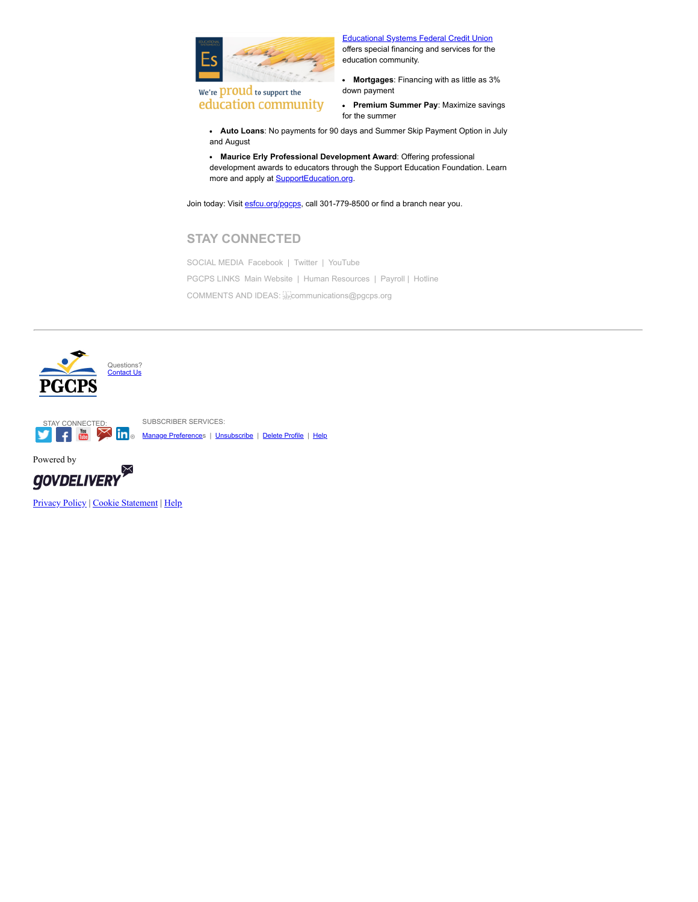We're proud to support the education community

Educational Systems Federal Credit Union offers special financing and services for the education community.

- **Mortgages**: Financing with as little as 3% down payment
- **Premium Summer Pay**: Maximize savings for the summer
- **Auto Loans**: No payments for 90 days and Summer Skip Payment Option in July and August
- **Maurice Erly Professional Development Award**: Offering professional development awards to educators through the Support Education Foundation. Learn more and apply at SupportEducation.org.

Join today: Visit esfcu.org/pgcps, call 301-779-8500 or find a branch near you.

## STAY CONNECTED

SOCIAL MEDIA Facebook | Twitter | YouTube

PGCPS LINKS Main Website | Human Resources | Payroll | Hotline

COMMENTS AND IDEAS: communications@pgcps.org

---

PGCPS

Questions?
Contact Us

STAY CONNECTED:

SUBSCRIBER SERVICES:
Manage Preferences | Unsubscribe | Delete Profile | Help

Powered by
GOVDELIVERY

Privacy Policy | Cookie Statement | Help